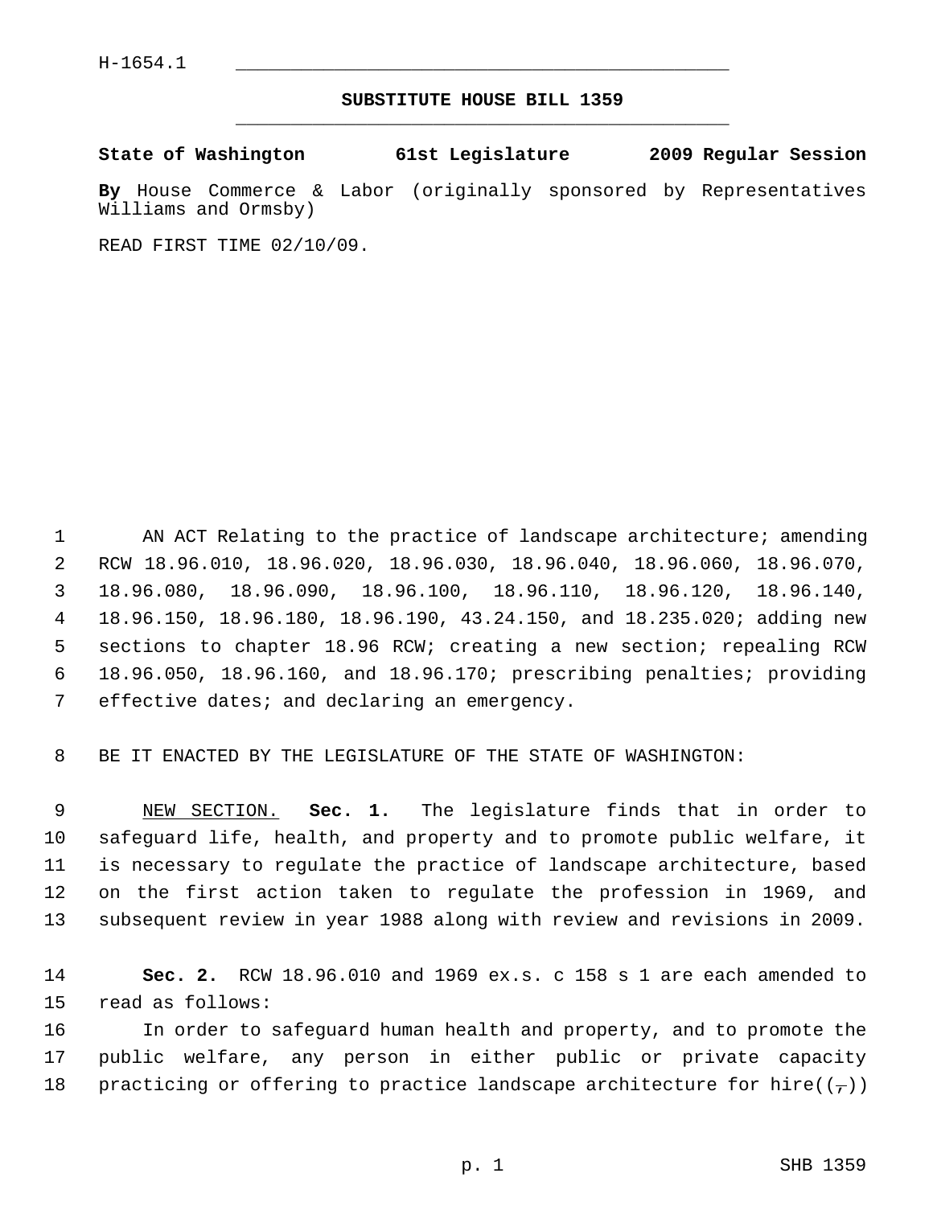H-1654.1

**SUBSTITUTE HOUSE BILL 1359**

**State of Washington 61st Legislature 2009 Regular Session**

**By** House Commerce & Labor (originally sponsored by Representatives Williams and Ormsby)

READ FIRST TIME 02/10/09.

AN ACT Relating to the practice of landscape architecture; amending RCW 18.96.010, 18.96.020, 18.96.030, 18.96.040, 18.96.060, 18.96.070, 18.96.080, 18.96.090, 18.96.100, 18.96.110, 18.96.120, 18.96.140, 18.96.150, 18.96.180, 18.96.190, 43.24.150, and 18.235.020; adding new sections to chapter 18.96 RCW; creating a new section; repealing RCW 18.96.050, 18.96.160, and 18.96.170; prescribing penalties; providing effective dates; and declaring an emergency.

BE IT ENACTED BY THE LEGISLATURE OF THE STATE OF WASHINGTON:

NEW SECTION. **Sec. 1.** The legislature finds that in order to safeguard life, health, and property and to promote public welfare, it is necessary to regulate the practice of landscape architecture, based on the first action taken to regulate the profession in 1969, and subsequent review in year 1988 along with review and revisions in 2009.

**Sec. 2.** RCW 18.96.010 and 1969 ex.s. c 158 s 1 are each amended to read as follows:

In order to safeguard human health and property, and to promote the public welfare, any person in either public or private capacity practicing or offering to practice landscape architecture for hire((,))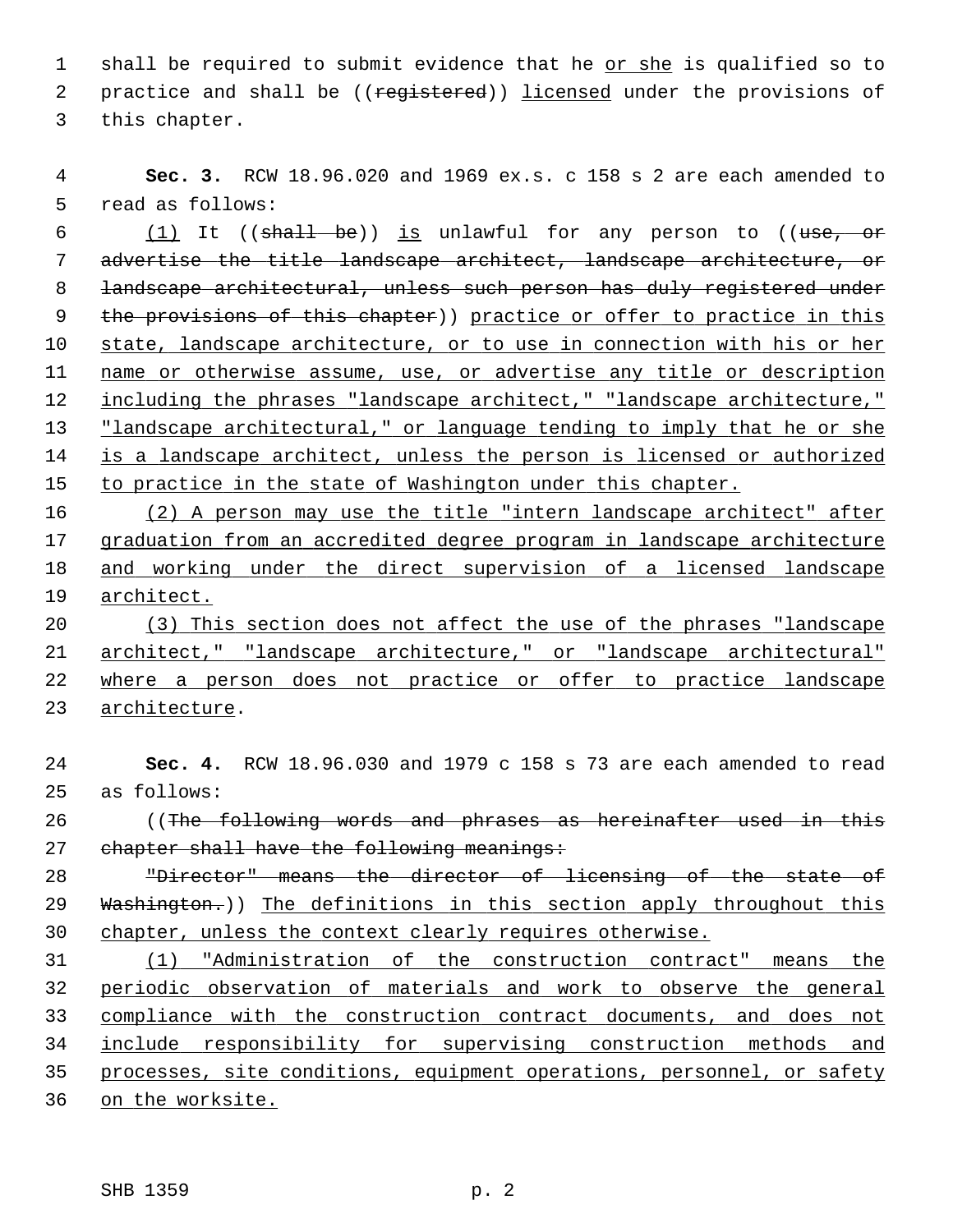shall be required to submit evidence that he or she is qualified so to practice and shall be ((~~registered~~)) licensed under the provisions of this chapter.

**Sec. 3.** RCW 18.96.020 and 1969 ex.s. c 158 s 2 are each amended to read as follows:

(1) It ((~~shall be~~)) is unlawful for any person to ((~~use, or advertise the title landscape architect, landscape architecture, or landscape architectural, unless such person has duly registered under the provisions of this chapter~~)) practice or offer to practice in this state, landscape architecture, or to use in connection with his or her name or otherwise assume, use, or advertise any title or description including the phrases "landscape architect," "landscape architecture," "landscape architectural," or language tending to imply that he or she is a landscape architect, unless the person is licensed or authorized to practice in the state of Washington under this chapter.

(2) A person may use the title "intern landscape architect" after graduation from an accredited degree program in landscape architecture and working under the direct supervision of a licensed landscape architect.

(3) This section does not affect the use of the phrases "landscape architect," "landscape architecture," or "landscape architectural" where a person does not practice or offer to practice landscape architecture.

**Sec. 4.** RCW 18.96.030 and 1979 c 158 s 73 are each amended to read as follows:

((~~The following words and phrases as hereinafter used in this chapter shall have the following meanings:~~

~~"Director" means the director of licensing of the state of Washington.~~)) The definitions in this section apply throughout this chapter, unless the context clearly requires otherwise.

(1) "Administration of the construction contract" means the periodic observation of materials and work to observe the general compliance with the construction contract documents, and does not include responsibility for supervising construction methods and processes, site conditions, equipment operations, personnel, or safety on the worksite.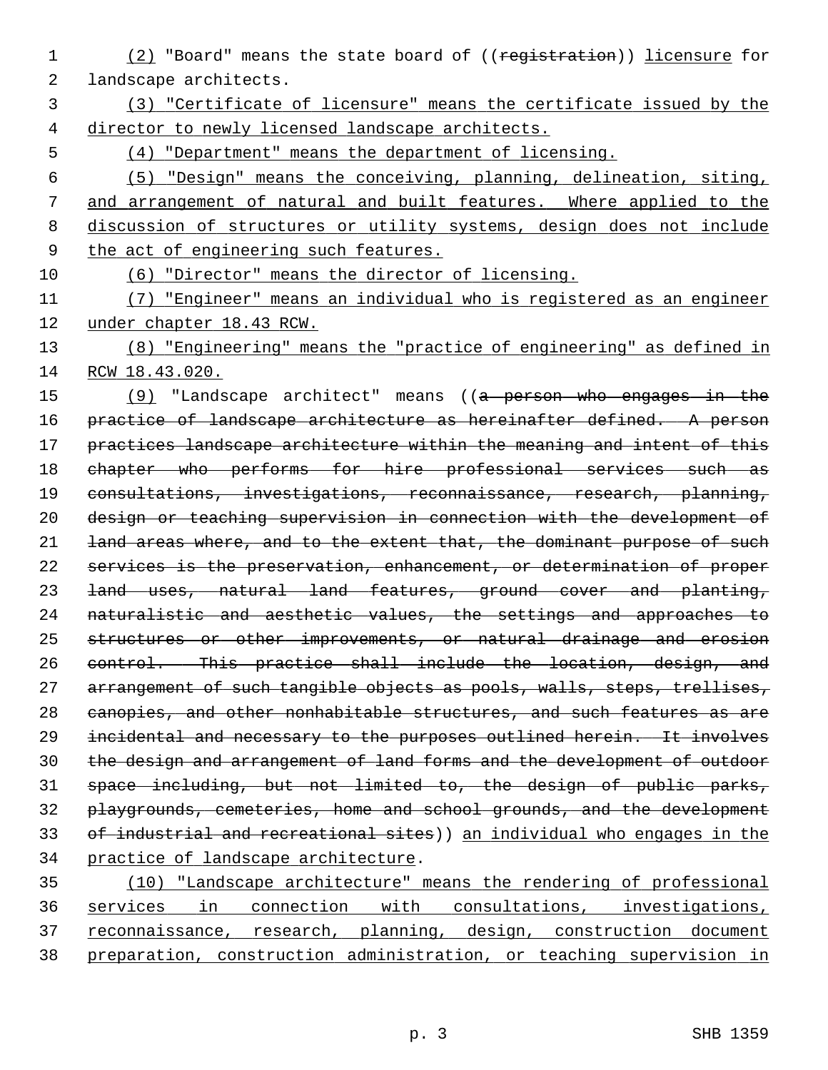(2) "Board" means the state board of ((registration)) licensure for landscape architects.

(3) "Certificate of licensure" means the certificate issued by the director to newly licensed landscape architects.

(4) "Department" means the department of licensing.

(5) "Design" means the conceiving, planning, delineation, siting, and arrangement of natural and built features. Where applied to the discussion of structures or utility systems, design does not include the act of engineering such features.

(6) "Director" means the director of licensing.

(7) "Engineer" means an individual who is registered as an engineer under chapter 18.43 RCW.

(8) "Engineering" means the "practice of engineering" as defined in RCW 18.43.020.

(9) "Landscape architect" means ((a person who engages in the practice of landscape architecture as hereinafter defined. A person practices landscape architecture within the meaning and intent of this chapter who performs for hire professional services such as consultations, investigations, reconnaissance, research, planning, design or teaching supervision in connection with the development of land areas where, and to the extent that, the dominant purpose of such services is the preservation, enhancement, or determination of proper land uses, natural land features, ground cover and planting, naturalistic and aesthetic values, the settings and approaches to structures or other improvements, or natural drainage and erosion control. This practice shall include the location, design, and arrangement of such tangible objects as pools, walls, steps, trellises, canopies, and other nonhabitable structures, and such features as are incidental and necessary to the purposes outlined herein. It involves the design and arrangement of land forms and the development of outdoor space including, but not limited to, the design of public parks, playgrounds, cemeteries, home and school grounds, and the development of industrial and recreational sites)) an individual who engages in the practice of landscape architecture.

(10) "Landscape architecture" means the rendering of professional services in connection with consultations, investigations, reconnaissance, research, planning, design, construction document preparation, construction administration, or teaching supervision in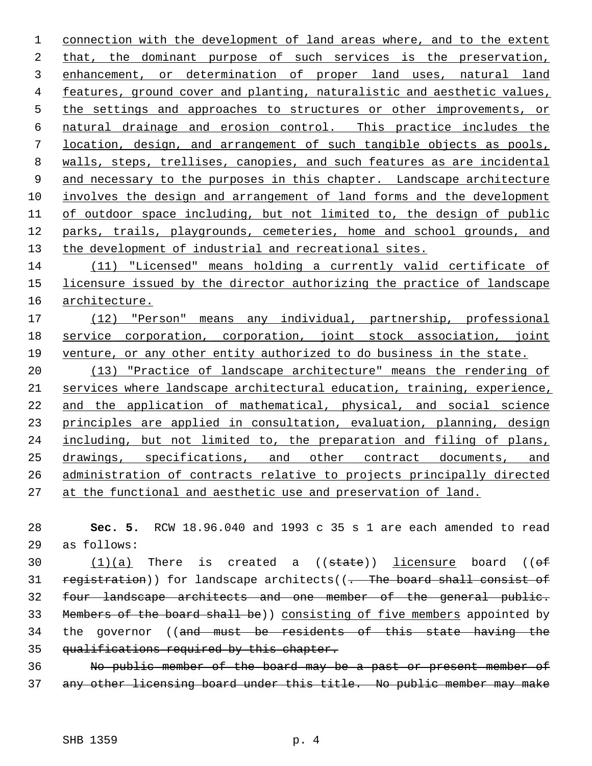connection with the development of land areas where, and to the extent that, the dominant purpose of such services is the preservation, enhancement, or determination of proper land uses, natural land features, ground cover and planting, naturalistic and aesthetic values, the settings and approaches to structures or other improvements, or natural drainage and erosion control. This practice includes the location, design, and arrangement of such tangible objects as pools, walls, steps, trellises, canopies, and such features as are incidental and necessary to the purposes in this chapter. Landscape architecture involves the design and arrangement of land forms and the development of outdoor space including, but not limited to, the design of public parks, trails, playgrounds, cemeteries, home and school grounds, and the development of industrial and recreational sites.

(11) "Licensed" means holding a currently valid certificate of licensure issued by the director authorizing the practice of landscape architecture.

(12) "Person" means any individual, partnership, professional service corporation, corporation, joint stock association, joint venture, or any other entity authorized to do business in the state.

(13) "Practice of landscape architecture" means the rendering of services where landscape architectural education, training, experience, and the application of mathematical, physical, and social science principles are applied in consultation, evaluation, planning, design including, but not limited to, the preparation and filing of plans, drawings, specifications, and other contract documents, and administration of contracts relative to projects principally directed at the functional and aesthetic use and preservation of land.

**Sec. 5.** RCW 18.96.040 and 1993 c 35 s 1 are each amended to read as follows:

(1)(a) There is created a ((state)) licensure board ((of registration)) for landscape architects((. The board shall consist of four landscape architects and one member of the general public. Members of the board shall be)) consisting of five members appointed by the governor ((and must be residents of this state having the qualifications required by this chapter.

No public member of the board may be a past or present member of any other licensing board under this title. No public member may make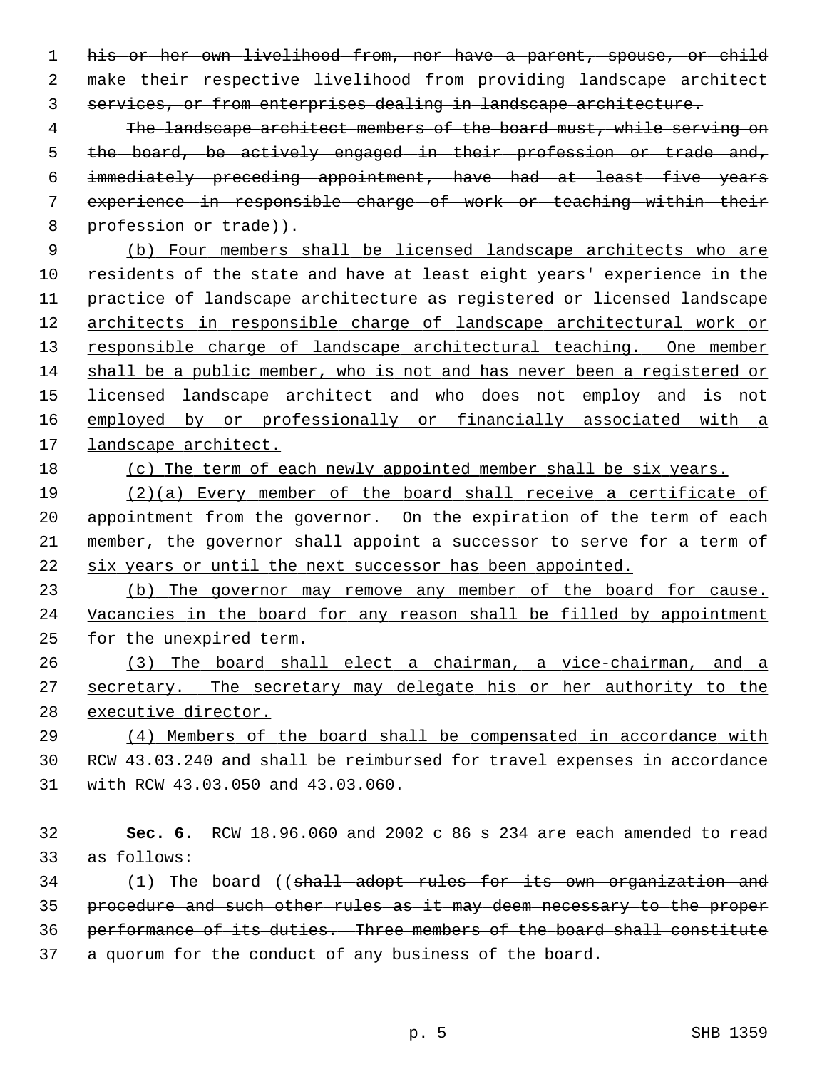~~his or her own livelihood from, nor have a parent, spouse, or child make their respective livelihood from providing landscape architect services, or from enterprises dealing in landscape architecture.~~

~~The landscape architect members of the board must, while serving on the board, be actively engaged in their profession or trade and, immediately preceding appointment, have had at least five years experience in responsible charge of work or teaching within their profession or trade~~)).

(b) Four members shall be licensed landscape architects who are residents of the state and have at least eight years' experience in the practice of landscape architecture as registered or licensed landscape architects in responsible charge of landscape architectural work or responsible charge of landscape architectural teaching. One member shall be a public member, who is not and has never been a registered or licensed landscape architect and who does not employ and is not employed by or professionally or financially associated with a landscape architect.

(c) The term of each newly appointed member shall be six years.

(2)(a) Every member of the board shall receive a certificate of appointment from the governor. On the expiration of the term of each member, the governor shall appoint a successor to serve for a term of six years or until the next successor has been appointed.

(b) The governor may remove any member of the board for cause. Vacancies in the board for any reason shall be filled by appointment for the unexpired term.

(3) The board shall elect a chairman, a vice-chairman, and a secretary. The secretary may delegate his or her authority to the executive director.

(4) Members of the board shall be compensated in accordance with RCW 43.03.240 and shall be reimbursed for travel expenses in accordance with RCW 43.03.050 and 43.03.060.

**Sec. 6.** RCW 18.96.060 and 2002 c 86 s 234 are each amended to read as follows:

(1) The board ((~~shall adopt rules for its own organization and procedure and such other rules as it may deem necessary to the proper performance of its duties. Three members of the board shall constitute a quorum for the conduct of any business of the board.~~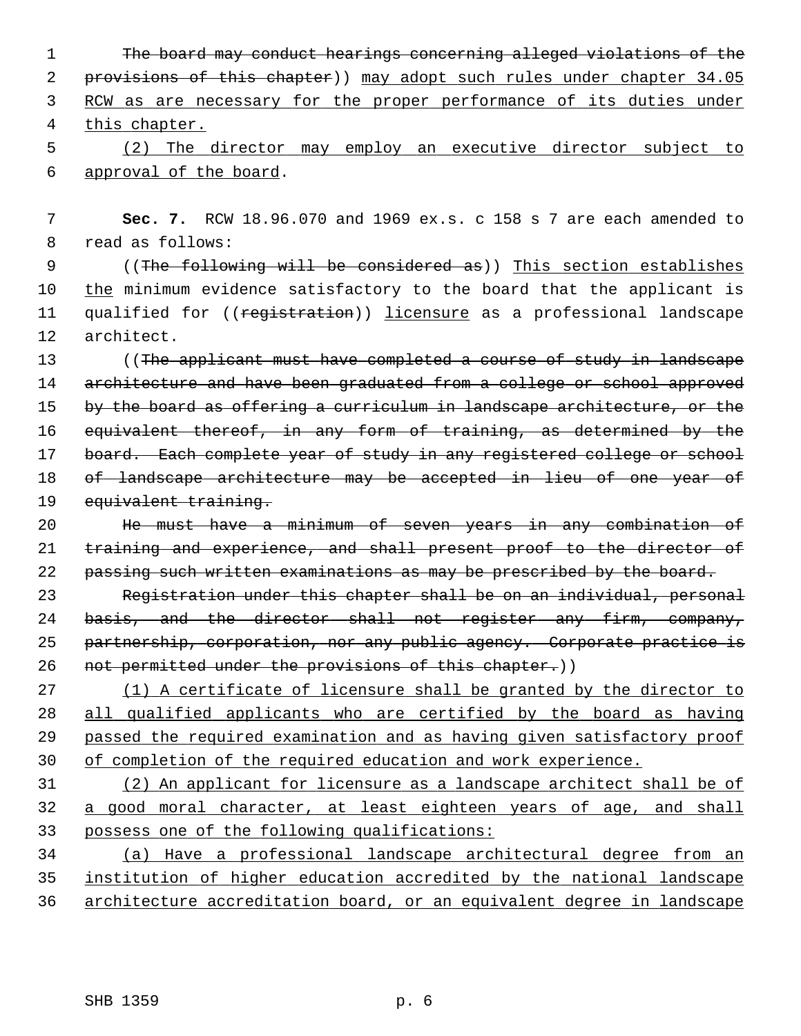~~The board may conduct hearings concerning alleged violations of the provisions of this chapter~~)) <u>may adopt such rules under chapter 34.05 RCW as are necessary for the proper performance of its duties under this chapter.</u>

<u>(2) The director may employ an executive director subject to approval of the board</u>.

**Sec. 7.** RCW 18.96.070 and 1969 ex.s. c 158 s 7 are each amended to read as follows:

((~~The following will be considered as~~)) <u>This section establishes the</u> minimum evidence satisfactory to the board that the applicant is qualified for ((~~registration~~)) <u>licensure</u> as a professional landscape architect.

((~~The applicant must have completed a course of study in landscape architecture and have been graduated from a college or school approved by the board as offering a curriculum in landscape architecture, or the equivalent thereof, in any form of training, as determined by the board. Each complete year of study in any registered college or school of landscape architecture may be accepted in lieu of one year of equivalent training.~~

~~He must have a minimum of seven years in any combination of training and experience, and shall present proof to the director of passing such written examinations as may be prescribed by the board.~~

~~Registration under this chapter shall be on an individual, personal basis, and the director shall not register any firm, company, partnership, corporation, nor any public agency. Corporate practice is not permitted under the provisions of this chapter.~~))

<u>(1) A certificate of licensure shall be granted by the director to all qualified applicants who are certified by the board as having passed the required examination and as having given satisfactory proof of completion of the required education and work experience.</u>

<u>(2) An applicant for licensure as a landscape architect shall be of a good moral character, at least eighteen years of age, and shall possess one of the following qualifications:</u>

<u>(a) Have a professional landscape architectural degree from an institution of higher education accredited by the national landscape architecture accreditation board, or an equivalent degree in landscape</u>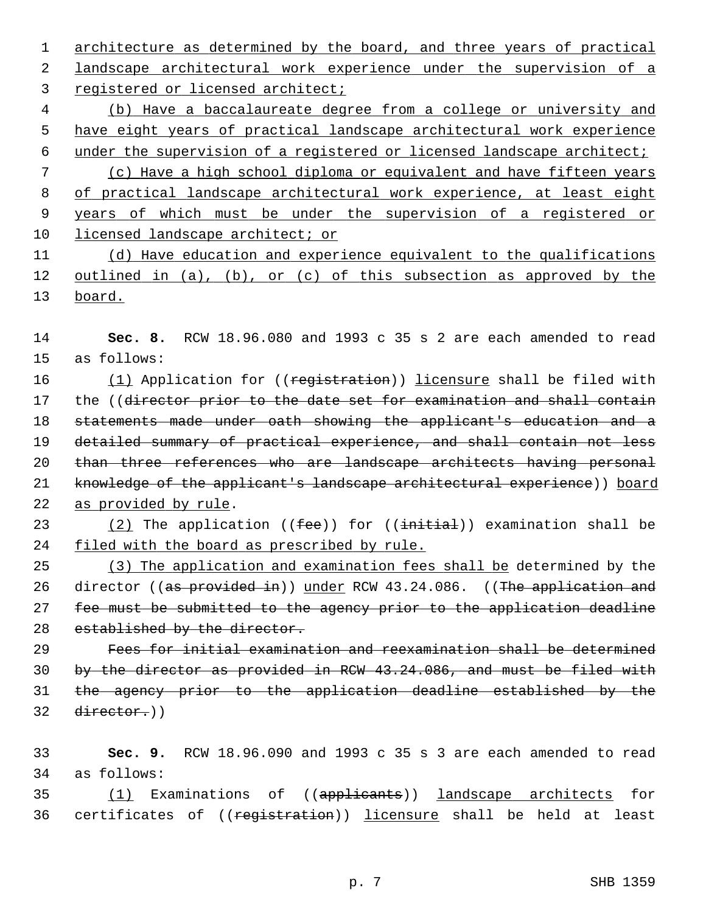architecture as determined by the board, and three years of practical landscape architectural work experience under the supervision of a registered or licensed architect;

(b) Have a baccalaureate degree from a college or university and have eight years of practical landscape architectural work experience under the supervision of a registered or licensed landscape architect;

(c) Have a high school diploma or equivalent and have fifteen years of practical landscape architectural work experience, at least eight years of which must be under the supervision of a registered or licensed landscape architect; or

(d) Have education and experience equivalent to the qualifications outlined in (a), (b), or (c) of this subsection as approved by the board.

**Sec. 8.** RCW 18.96.080 and 1993 c 35 s 2 are each amended to read as follows:

(1) Application for ((~~registration~~)) licensure shall be filed with the ((~~director prior to the date set for examination and shall contain statements made under oath showing the applicant's education and a detailed summary of practical experience, and shall contain not less than three references who are landscape architects having personal knowledge of the applicant's landscape architectural experience~~)) board as provided by rule.

(2) The application ((~~fee~~)) for ((~~initial~~)) examination shall be filed with the board as prescribed by rule.

(3) The application and examination fees shall be determined by the director ((~~as provided in~~)) under RCW 43.24.086. ((~~The application and fee must be submitted to the agency prior to the application deadline established by the director.~~

~~Fees for initial examination and reexamination shall be determined by the director as provided in RCW 43.24.086, and must be filed with the agency prior to the application deadline established by the director.~~))

**Sec. 9.** RCW 18.96.090 and 1993 c 35 s 3 are each amended to read as follows:

(1) Examinations of ((~~applicants~~)) landscape architects for certificates of ((~~registration~~)) licensure shall be held at least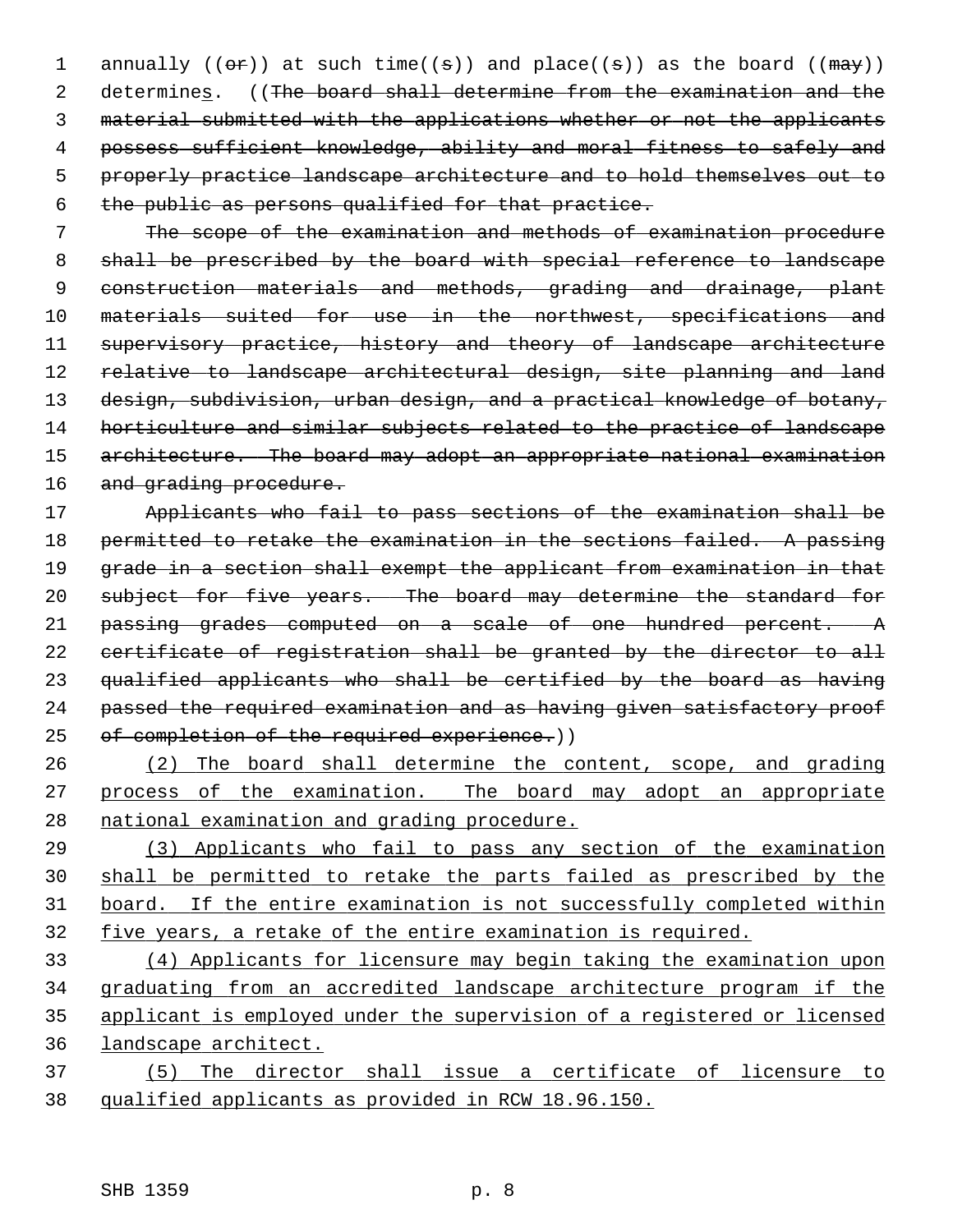annually ((~~or~~)) at such time((~~s~~)) and place((~~s~~)) as the board ((~~may~~)) determine<u>s</u>. ((~~The board shall determine from the examination and the material submitted with the applications whether or not the applicants possess sufficient knowledge, ability and moral fitness to safely and properly practice landscape architecture and to hold themselves out to the public as persons qualified for that practice.~~

~~The scope of the examination and methods of examination procedure shall be prescribed by the board with special reference to landscape construction materials and methods, grading and drainage, plant materials suited for use in the northwest, specifications and supervisory practice, history and theory of landscape architecture relative to landscape architectural design, site planning and land design, subdivision, urban design, and a practical knowledge of botany, horticulture and similar subjects related to the practice of landscape architecture. The board may adopt an appropriate national examination and grading procedure.~~

~~Applicants who fail to pass sections of the examination shall be permitted to retake the examination in the sections failed. A passing grade in a section shall exempt the applicant from examination in that subject for five years. The board may determine the standard for passing grades computed on a scale of one hundred percent. A certificate of registration shall be granted by the director to all qualified applicants who shall be certified by the board as having passed the required examination and as having given satisfactory proof of completion of the required experience.~~))

<u>(2) The board shall determine the content, scope, and grading process of the examination. The board may adopt an appropriate national examination and grading procedure.</u>

<u>(3) Applicants who fail to pass any section of the examination shall be permitted to retake the parts failed as prescribed by the board. If the entire examination is not successfully completed within five years, a retake of the entire examination is required.</u>

<u>(4) Applicants for licensure may begin taking the examination upon graduating from an accredited landscape architecture program if the applicant is employed under the supervision of a registered or licensed landscape architect.</u>

<u>(5) The director shall issue a certificate of licensure to qualified applicants as provided in RCW 18.96.150.</u>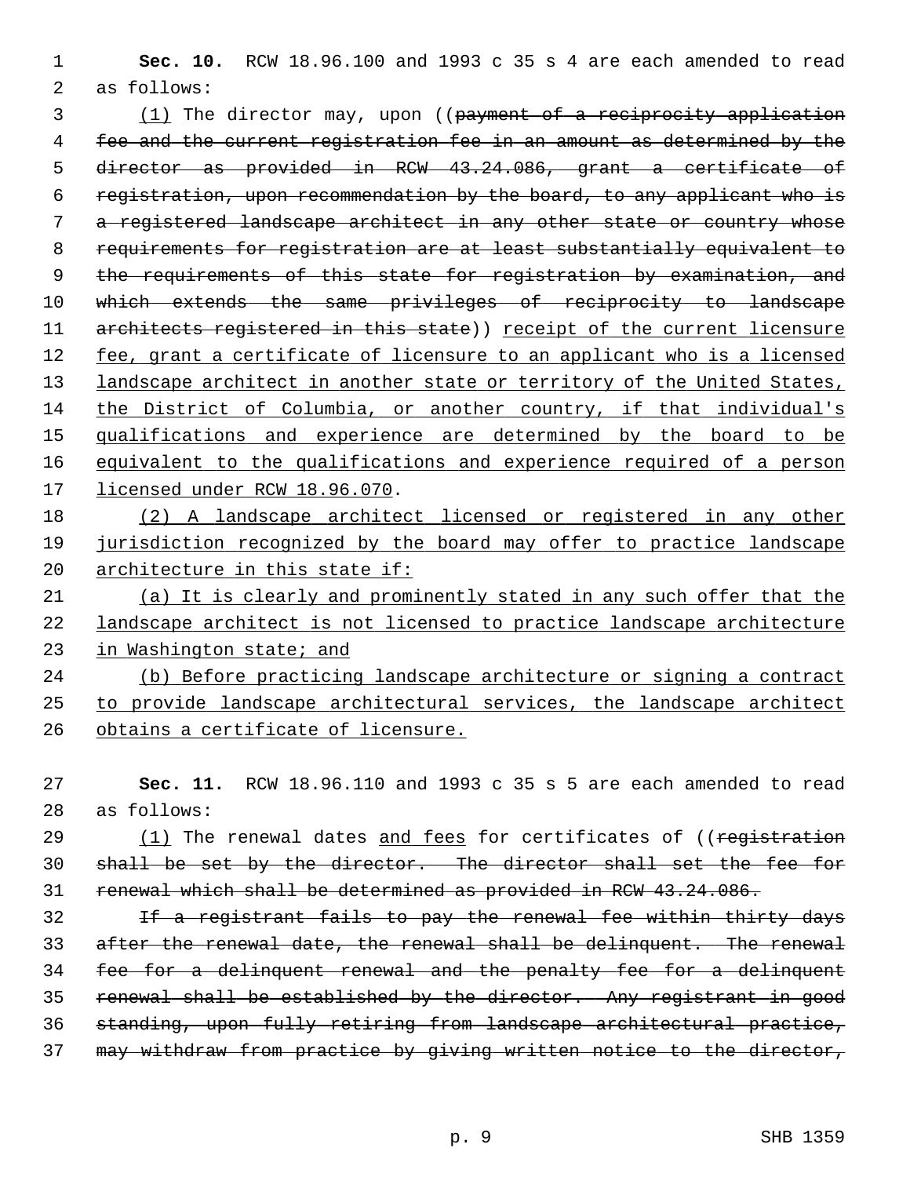**Sec. 10.** RCW 18.96.100 and 1993 c 35 s 4 are each amended to read as follows:

(1) The director may, upon ((~~payment of a reciprocity application fee and the current registration fee in an amount as determined by the director as provided in RCW 43.24.086, grant a certificate of registration, upon recommendation by the board, to any applicant who is a registered landscape architect in any other state or country whose requirements for registration are at least substantially equivalent to the requirements of this state for registration by examination, and which extends the same privileges of reciprocity to landscape architects registered in this state~~)) receipt of the current licensure fee, grant a certificate of licensure to an applicant who is a licensed landscape architect in another state or territory of the United States, the District of Columbia, or another country, if that individual's qualifications and experience are determined by the board to be equivalent to the qualifications and experience required of a person licensed under RCW 18.96.070.

(2) A landscape architect licensed or registered in any other jurisdiction recognized by the board may offer to practice landscape architecture in this state if:

(a) It is clearly and prominently stated in any such offer that the landscape architect is not licensed to practice landscape architecture in Washington state; and

(b) Before practicing landscape architecture or signing a contract to provide landscape architectural services, the landscape architect obtains a certificate of licensure.

**Sec. 11.** RCW 18.96.110 and 1993 c 35 s 5 are each amended to read as follows:

(1) The renewal dates and fees for certificates of ((~~registration shall be set by the director. The director shall set the fee for renewal which shall be determined as provided in RCW 43.24.086.~~

~~If a registrant fails to pay the renewal fee within thirty days after the renewal date, the renewal shall be delinquent. The renewal fee for a delinquent renewal and the penalty fee for a delinquent renewal shall be established by the director. Any registrant in good standing, upon fully retiring from landscape architectural practice, may withdraw from practice by giving written notice to the director,~~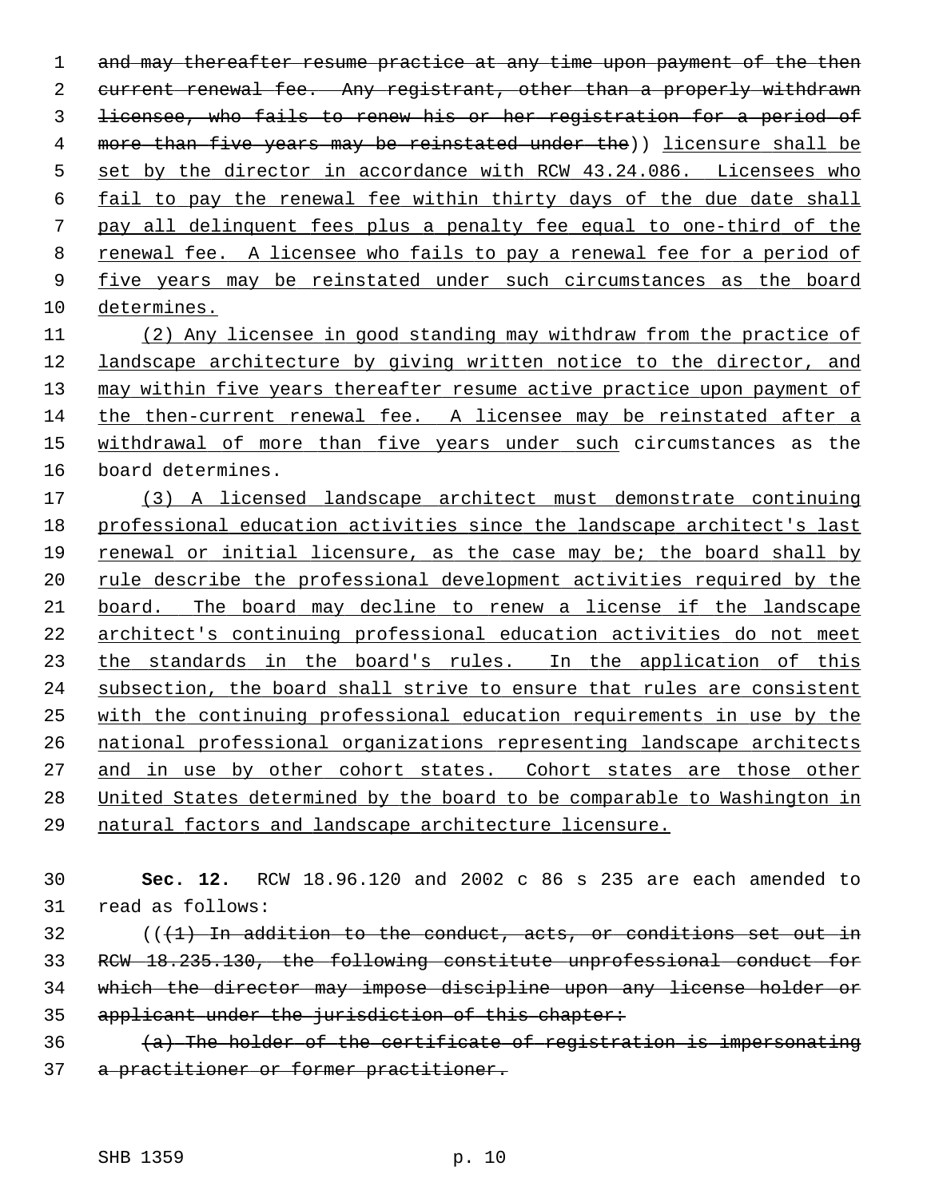and may thereafter resume practice at any time upon payment of the then current renewal fee. Any registrant, other than a properly withdrawn licensee, who fails to renew his or her registration for a period of more than five years may be reinstated under the)) licensure shall be set by the director in accordance with RCW 43.24.086. Licensees who fail to pay the renewal fee within thirty days of the due date shall pay all delinquent fees plus a penalty fee equal to one-third of the renewal fee. A licensee who fails to pay a renewal fee for a period of five years may be reinstated under such circumstances as the board determines.

(2) Any licensee in good standing may withdraw from the practice of landscape architecture by giving written notice to the director, and may within five years thereafter resume active practice upon payment of the then-current renewal fee. A licensee may be reinstated after a withdrawal of more than five years under such circumstances as the board determines.

(3) A licensed landscape architect must demonstrate continuing professional education activities since the landscape architect's last renewal or initial licensure, as the case may be; the board shall by rule describe the professional development activities required by the board. The board may decline to renew a license if the landscape architect's continuing professional education activities do not meet the standards in the board's rules. In the application of this subsection, the board shall strive to ensure that rules are consistent with the continuing professional education requirements in use by the national professional organizations representing landscape architects and in use by other cohort states. Cohort states are those other United States determined by the board to be comparable to Washington in natural factors and landscape architecture licensure.

**Sec. 12.** RCW 18.96.120 and 2002 c 86 s 235 are each amended to read as follows:

(((1) In addition to the conduct, acts, or conditions set out in RCW 18.235.130, the following constitute unprofessional conduct for which the director may impose discipline upon any license holder or applicant under the jurisdiction of this chapter:

(a) The holder of the certificate of registration is impersonating a practitioner or former practitioner.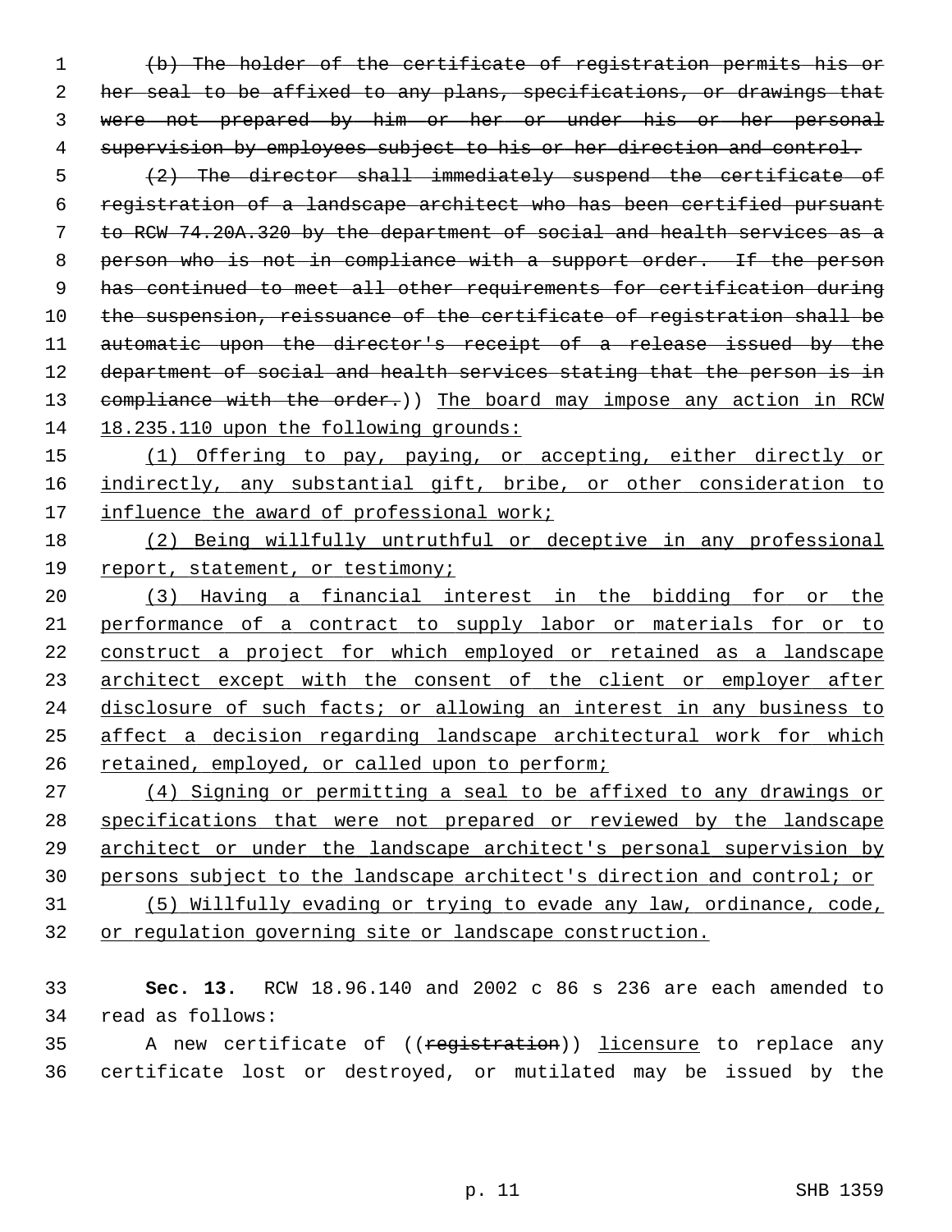~~(b) The holder of the certificate of registration permits his or her seal to be affixed to any plans, specifications, or drawings that were not prepared by him or her or under his or her personal supervision by employees subject to his or her direction and control.~~

~~(2) The director shall immediately suspend the certificate of registration of a landscape architect who has been certified pursuant to RCW 74.20A.320 by the department of social and health services as a person who is not in compliance with a support order. If the person has continued to meet all other requirements for certification during the suspension, reissuance of the certificate of registration shall be automatic upon the director's receipt of a release issued by the department of social and health services stating that the person is in compliance with the order.~~)) <u>The board may impose any action in RCW 18.235.110 upon the following grounds:</u>

<u>(1) Offering to pay, paying, or accepting, either directly or indirectly, any substantial gift, bribe, or other consideration to influence the award of professional work;</u>

<u>(2) Being willfully untruthful or deceptive in any professional report, statement, or testimony;</u>

<u>(3) Having a financial interest in the bidding for or the performance of a contract to supply labor or materials for or to construct a project for which employed or retained as a landscape architect except with the consent of the client or employer after disclosure of such facts; or allowing an interest in any business to affect a decision regarding landscape architectural work for which retained, employed, or called upon to perform;</u>

<u>(4) Signing or permitting a seal to be affixed to any drawings or specifications that were not prepared or reviewed by the landscape architect or under the landscape architect's personal supervision by persons subject to the landscape architect's direction and control; or</u>

<u>(5) Willfully evading or trying to evade any law, ordinance, code, or regulation governing site or landscape construction.</u>

**Sec. 13.** RCW 18.96.140 and 2002 c 86 s 236 are each amended to read as follows:

A new certificate of ((~~registration~~)) <u>licensure</u> to replace any certificate lost or destroyed, or mutilated may be issued by the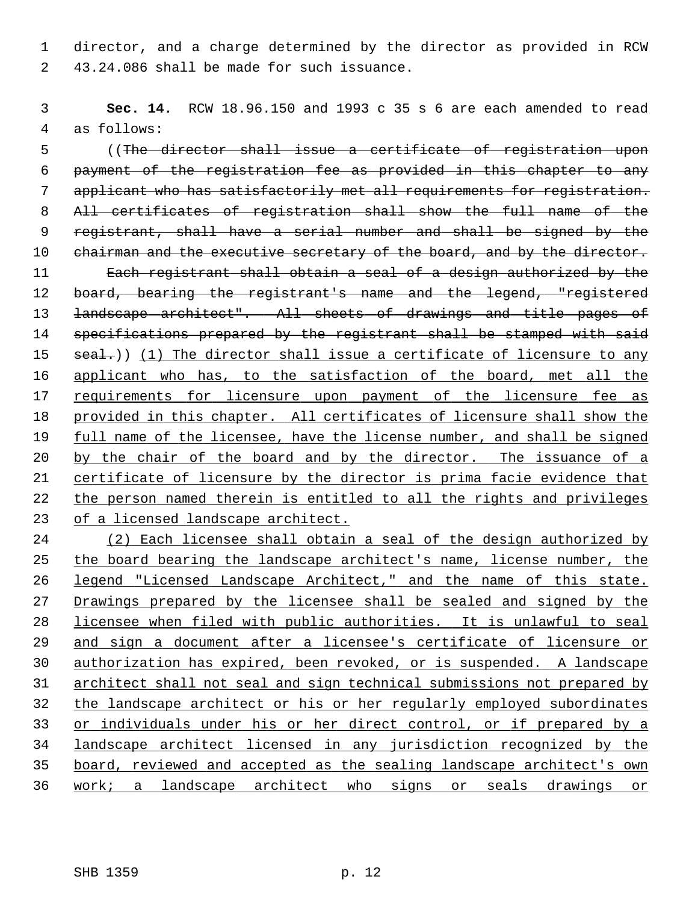director, and a charge determined by the director as provided in RCW 43.24.086 shall be made for such issuance.

**Sec. 14.** RCW 18.96.150 and 1993 c 35 s 6 are each amended to read as follows:

((~~The director shall issue a certificate of registration upon payment of the registration fee as provided in this chapter to any applicant who has satisfactorily met all requirements for registration. All certificates of registration shall show the full name of the registrant, shall have a serial number and shall be signed by the chairman and the executive secretary of the board, and by the director.~~

~~Each registrant shall obtain a seal of a design authorized by the board, bearing the registrant's name and the legend, "registered landscape architect". All sheets of drawings and title pages of specifications prepared by the registrant shall be stamped with said seal.~~)) <u>(1) The director shall issue a certificate of licensure to any applicant who has, to the satisfaction of the board, met all the requirements for licensure upon payment of the licensure fee as provided in this chapter. All certificates of licensure shall show the full name of the licensee, have the license number, and shall be signed by the chair of the board and by the director. The issuance of a certificate of licensure by the director is prima facie evidence that the person named therein is entitled to all the rights and privileges of a licensed landscape architect.</u>

<u>(2) Each licensee shall obtain a seal of the design authorized by the board bearing the landscape architect's name, license number, the legend "Licensed Landscape Architect," and the name of this state. Drawings prepared by the licensee shall be sealed and signed by the licensee when filed with public authorities. It is unlawful to seal and sign a document after a licensee's certificate of licensure or authorization has expired, been revoked, or is suspended. A landscape architect shall not seal and sign technical submissions not prepared by the landscape architect or his or her regularly employed subordinates or individuals under his or her direct control, or if prepared by a landscape architect licensed in any jurisdiction recognized by the board, reviewed and accepted as the sealing landscape architect's own work; a landscape architect who signs or seals drawings or</u>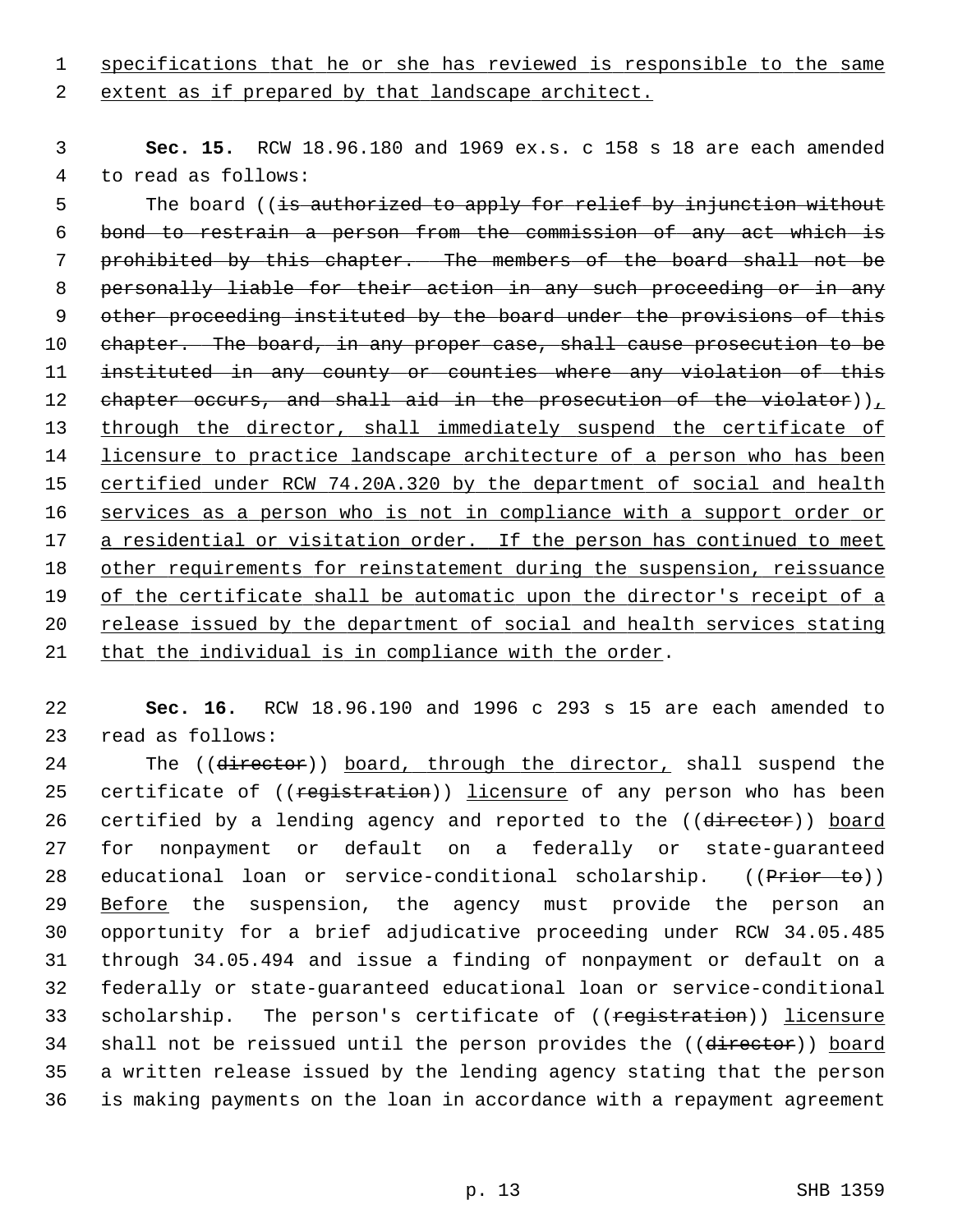specifications that he or she has reviewed is responsible to the same extent as if prepared by that landscape architect.

**Sec. 15.** RCW 18.96.180 and 1969 ex.s. c 158 s 18 are each amended to read as follows:

The board ((~~is authorized to apply for relief by injunction without bond to restrain a person from the commission of any act which is prohibited by this chapter. The members of the board shall not be personally liable for their action in any such proceeding or in any other proceeding instituted by the board under the provisions of this chapter. The board, in any proper case, shall cause prosecution to be instituted in any county or counties where any violation of this chapter occurs, and shall aid in the prosecution of the violator~~)), through the director, shall immediately suspend the certificate of licensure to practice landscape architecture of a person who has been certified under RCW 74.20A.320 by the department of social and health services as a person who is not in compliance with a support order or a residential or visitation order. If the person has continued to meet other requirements for reinstatement during the suspension, reissuance of the certificate shall be automatic upon the director's receipt of a release issued by the department of social and health services stating that the individual is in compliance with the order.

**Sec. 16.** RCW 18.96.190 and 1996 c 293 s 15 are each amended to read as follows:

The ((~~director~~)) board, through the director, shall suspend the certificate of ((~~registration~~)) licensure of any person who has been certified by a lending agency and reported to the ((~~director~~)) board for nonpayment or default on a federally or state-guaranteed educational loan or service-conditional scholarship. ((~~Prior to~~)) Before the suspension, the agency must provide the person an opportunity for a brief adjudicative proceeding under RCW 34.05.485 through 34.05.494 and issue a finding of nonpayment or default on a federally or state-guaranteed educational loan or service-conditional scholarship. The person's certificate of ((~~registration~~)) licensure shall not be reissued until the person provides the ((~~director~~)) board a written release issued by the lending agency stating that the person is making payments on the loan in accordance with a repayment agreement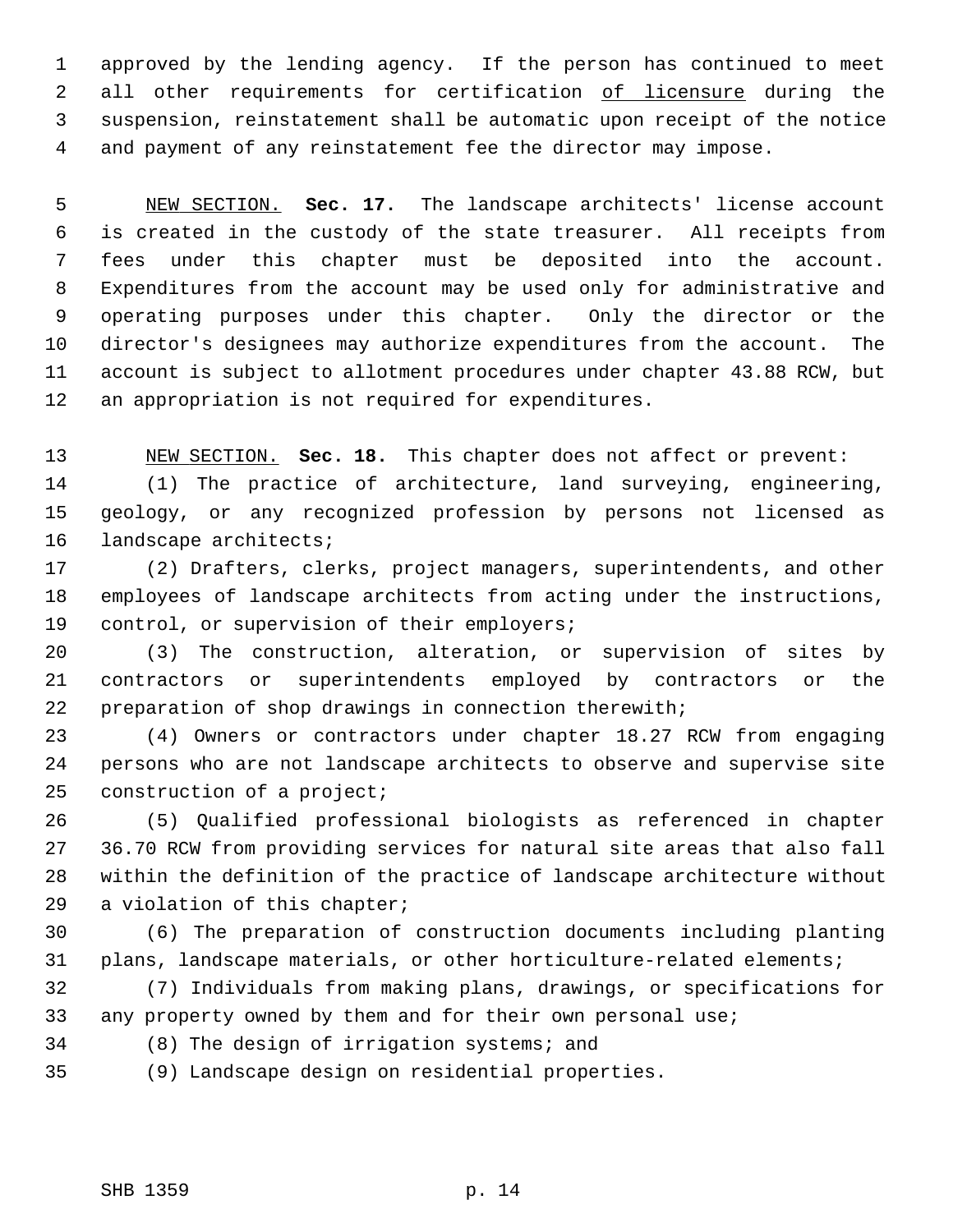approved by the lending agency. If the person has continued to meet all other requirements for certification of licensure during the suspension, reinstatement shall be automatic upon receipt of the notice and payment of any reinstatement fee the director may impose.

NEW SECTION. **Sec. 17.** The landscape architects' license account is created in the custody of the state treasurer. All receipts from fees under this chapter must be deposited into the account. Expenditures from the account may be used only for administrative and operating purposes under this chapter. Only the director or the director's designees may authorize expenditures from the account. The account is subject to allotment procedures under chapter 43.88 RCW, but an appropriation is not required for expenditures.

NEW SECTION. **Sec. 18.** This chapter does not affect or prevent:

(1) The practice of architecture, land surveying, engineering, geology, or any recognized profession by persons not licensed as landscape architects;

(2) Drafters, clerks, project managers, superintendents, and other employees of landscape architects from acting under the instructions, control, or supervision of their employers;

(3) The construction, alteration, or supervision of sites by contractors or superintendents employed by contractors or the preparation of shop drawings in connection therewith;

(4) Owners or contractors under chapter 18.27 RCW from engaging persons who are not landscape architects to observe and supervise site construction of a project;

(5) Qualified professional biologists as referenced in chapter 36.70 RCW from providing services for natural site areas that also fall within the definition of the practice of landscape architecture without a violation of this chapter;

(6) The preparation of construction documents including planting plans, landscape materials, or other horticulture-related elements;

(7) Individuals from making plans, drawings, or specifications for any property owned by them and for their own personal use;

(8) The design of irrigation systems; and

(9) Landscape design on residential properties.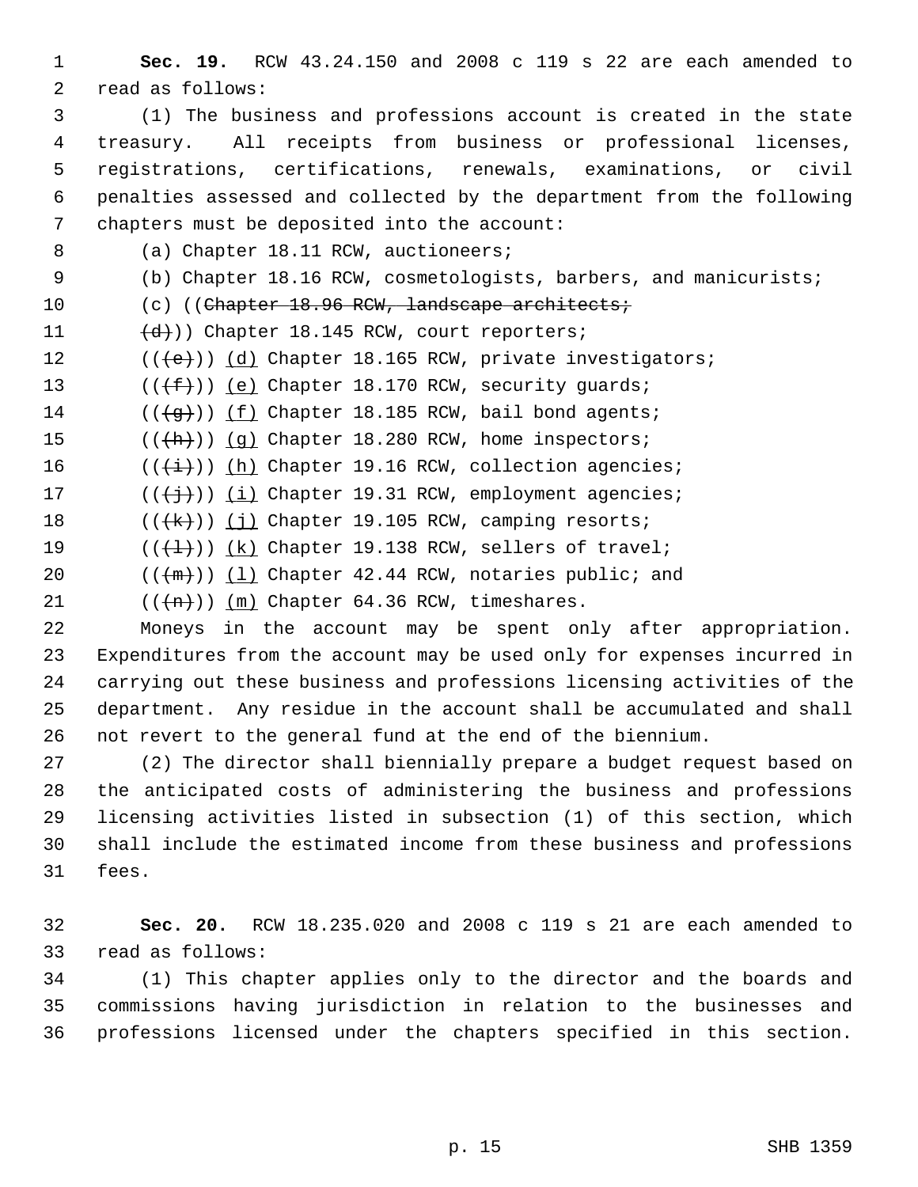**Sec. 19.** RCW 43.24.150 and 2008 c 119 s 22 are each amended to read as follows:

(1) The business and professions account is created in the state treasury. All receipts from business or professional licenses, registrations, certifications, renewals, examinations, or civil penalties assessed and collected by the department from the following chapters must be deposited into the account:

(a) Chapter 18.11 RCW, auctioneers;

(b) Chapter 18.16 RCW, cosmetologists, barbers, and manicurists;

(c) ((~~Chapter 18.96 RCW, landscape architects;~~

~~(d)~~)) Chapter 18.145 RCW, court reporters;

((~~(e)~~)) <u>(d)</u> Chapter 18.165 RCW, private investigators;

((~~(f)~~)) <u>(e)</u> Chapter 18.170 RCW, security guards;

((~~(g)~~)) <u>(f)</u> Chapter 18.185 RCW, bail bond agents;

((~~(h)~~)) <u>(g)</u> Chapter 18.280 RCW, home inspectors;

((~~(i)~~)) <u>(h)</u> Chapter 19.16 RCW, collection agencies;

((~~(j)~~)) <u>(i)</u> Chapter 19.31 RCW, employment agencies;

((~~(k)~~)) <u>(j)</u> Chapter 19.105 RCW, camping resorts;

((~~(l)~~)) <u>(k)</u> Chapter 19.138 RCW, sellers of travel;

((~~(m)~~)) <u>(l)</u> Chapter 42.44 RCW, notaries public; and

((~~(n)~~)) <u>(m)</u> Chapter 64.36 RCW, timeshares.

Moneys in the account may be spent only after appropriation. Expenditures from the account may be used only for expenses incurred in carrying out these business and professions licensing activities of the department. Any residue in the account shall be accumulated and shall not revert to the general fund at the end of the biennium.

(2) The director shall biennially prepare a budget request based on the anticipated costs of administering the business and professions licensing activities listed in subsection (1) of this section, which shall include the estimated income from these business and professions fees.

**Sec. 20.** RCW 18.235.020 and 2008 c 119 s 21 are each amended to read as follows:

(1) This chapter applies only to the director and the boards and commissions having jurisdiction in relation to the businesses and professions licensed under the chapters specified in this section.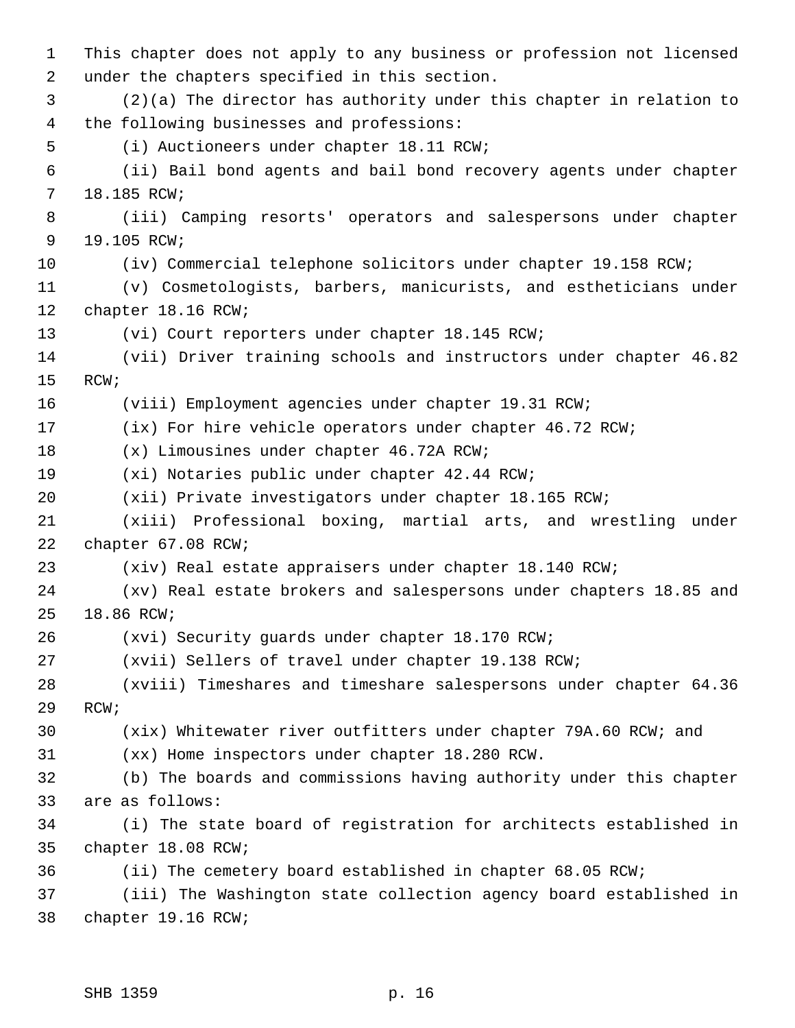This chapter does not apply to any business or profession not licensed under the chapters specified in this section.

(2)(a) The director has authority under this chapter in relation to the following businesses and professions:

(i) Auctioneers under chapter 18.11 RCW;

(ii) Bail bond agents and bail bond recovery agents under chapter 18.185 RCW;

(iii) Camping resorts' operators and salespersons under chapter 19.105 RCW;

(iv) Commercial telephone solicitors under chapter 19.158 RCW;

(v) Cosmetologists, barbers, manicurists, and estheticians under chapter 18.16 RCW;

(vi) Court reporters under chapter 18.145 RCW;

(vii) Driver training schools and instructors under chapter 46.82 RCW;

(viii) Employment agencies under chapter 19.31 RCW;

(ix) For hire vehicle operators under chapter 46.72 RCW;

(x) Limousines under chapter 46.72A RCW;

(xi) Notaries public under chapter 42.44 RCW;

(xii) Private investigators under chapter 18.165 RCW;

(xiii) Professional boxing, martial arts, and wrestling under chapter 67.08 RCW;

(xiv) Real estate appraisers under chapter 18.140 RCW;

(xv) Real estate brokers and salespersons under chapters 18.85 and 18.86 RCW;

(xvi) Security guards under chapter 18.170 RCW;

(xvii) Sellers of travel under chapter 19.138 RCW;

(xviii) Timeshares and timeshare salespersons under chapter 64.36 RCW;

(xix) Whitewater river outfitters under chapter 79A.60 RCW; and

(xx) Home inspectors under chapter 18.280 RCW.

(b) The boards and commissions having authority under this chapter are as follows:

(i) The state board of registration for architects established in chapter 18.08 RCW;

(ii) The cemetery board established in chapter 68.05 RCW;

(iii) The Washington state collection agency board established in chapter 19.16 RCW;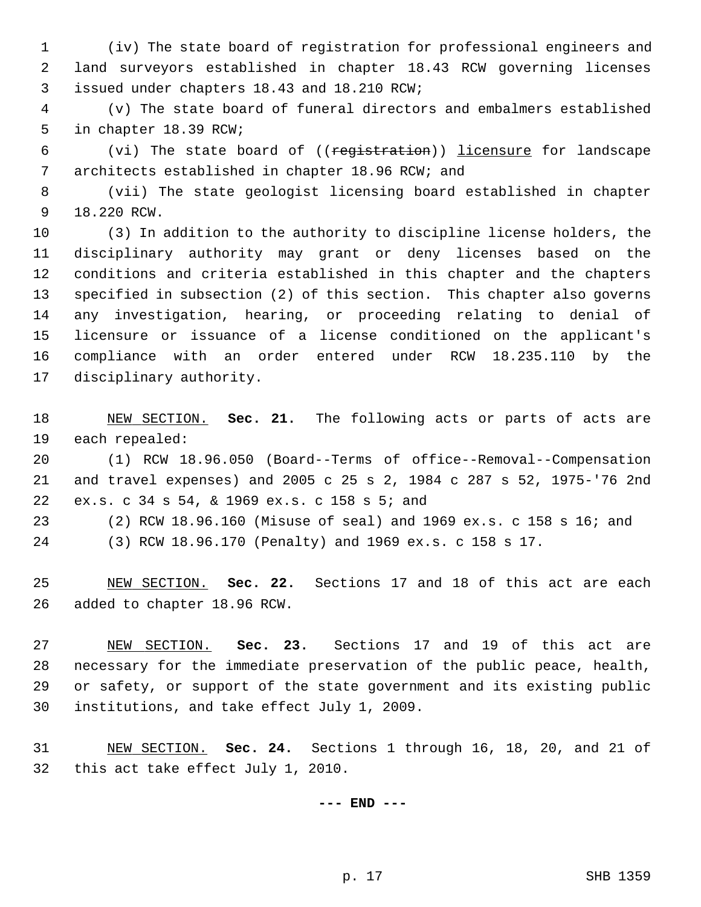(iv) The state board of registration for professional engineers and land surveyors established in chapter 18.43 RCW governing licenses issued under chapters 18.43 and 18.210 RCW;

(v) The state board of funeral directors and embalmers established in chapter 18.39 RCW;

(vi) The state board of ((~~registration~~)) <u>licensure</u> for landscape architects established in chapter 18.96 RCW; and

(vii) The state geologist licensing board established in chapter 18.220 RCW.

(3) In addition to the authority to discipline license holders, the disciplinary authority may grant or deny licenses based on the conditions and criteria established in this chapter and the chapters specified in subsection (2) of this section. This chapter also governs any investigation, hearing, or proceeding relating to denial of licensure or issuance of a license conditioned on the applicant's compliance with an order entered under RCW 18.235.110 by the disciplinary authority.

<u>NEW SECTION.</u> **Sec. 21.** The following acts or parts of acts are each repealed:

(1) RCW 18.96.050 (Board--Terms of office--Removal--Compensation and travel expenses) and 2005 c 25 s 2, 1984 c 287 s 52, 1975-'76 2nd ex.s. c 34 s 54, & 1969 ex.s. c 158 s 5; and

(2) RCW 18.96.160 (Misuse of seal) and 1969 ex.s. c 158 s 16; and

(3) RCW 18.96.170 (Penalty) and 1969 ex.s. c 158 s 17.

<u>NEW SECTION.</u> **Sec. 22.** Sections 17 and 18 of this act are each added to chapter 18.96 RCW.

<u>NEW SECTION.</u> **Sec. 23.** Sections 17 and 19 of this act are necessary for the immediate preservation of the public peace, health, or safety, or support of the state government and its existing public institutions, and take effect July 1, 2009.

<u>NEW SECTION.</u> **Sec. 24.** Sections 1 through 16, 18, 20, and 21 of this act take effect July 1, 2010.

**--- END ---**